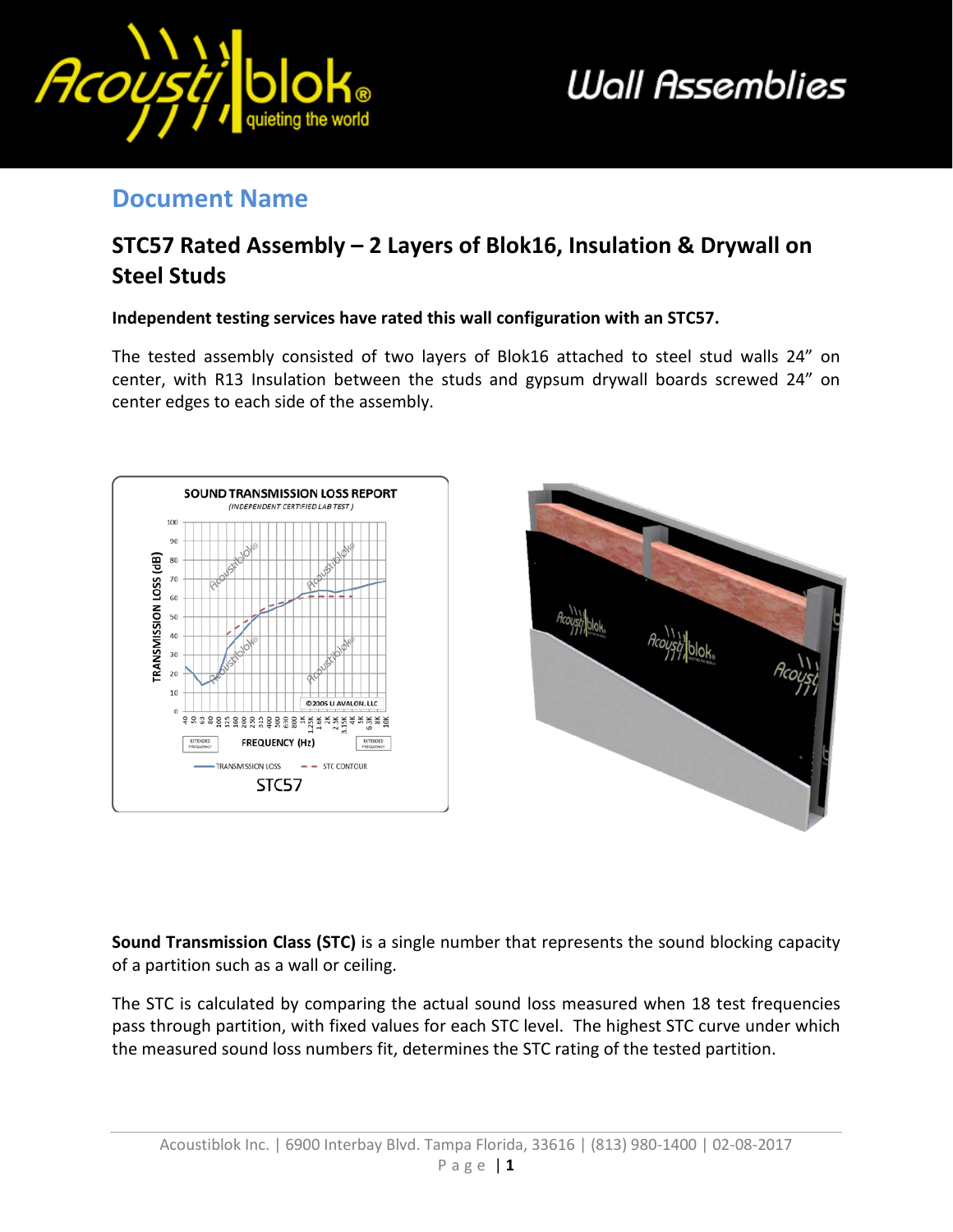Wall Assemblies

## Document Name

# STC57 Rated Assembly – 2 Layers of Blok16, Insulation & Drywall on Steel Studs

**Independent testing services have rated this wall configuration with an STC57.**

The tested assembly consisted of two layers of Blok16 attached to steel stud walls 24” on center, with R13 Insulation between the studs and gypsum drywall boards screwed 24” on center edges to each side of the assembly.

**Sound Transmission Class (STC)** is a single number that represents the sound blocking capacity of a partition such as a wall or ceiling.

The STC is calculated by comparing the actual sound loss measured when 18 test frequencies pass through partition, with fixed values for each STC level. The highest STC curve under which the measured sound loss numbers fit, determines the STC rating of the tested partition.

Acoustiblok Inc. | 6900 Interbay Blvd. Tampa Florida, 33616 | (813) 980-1400 | 02-08-2017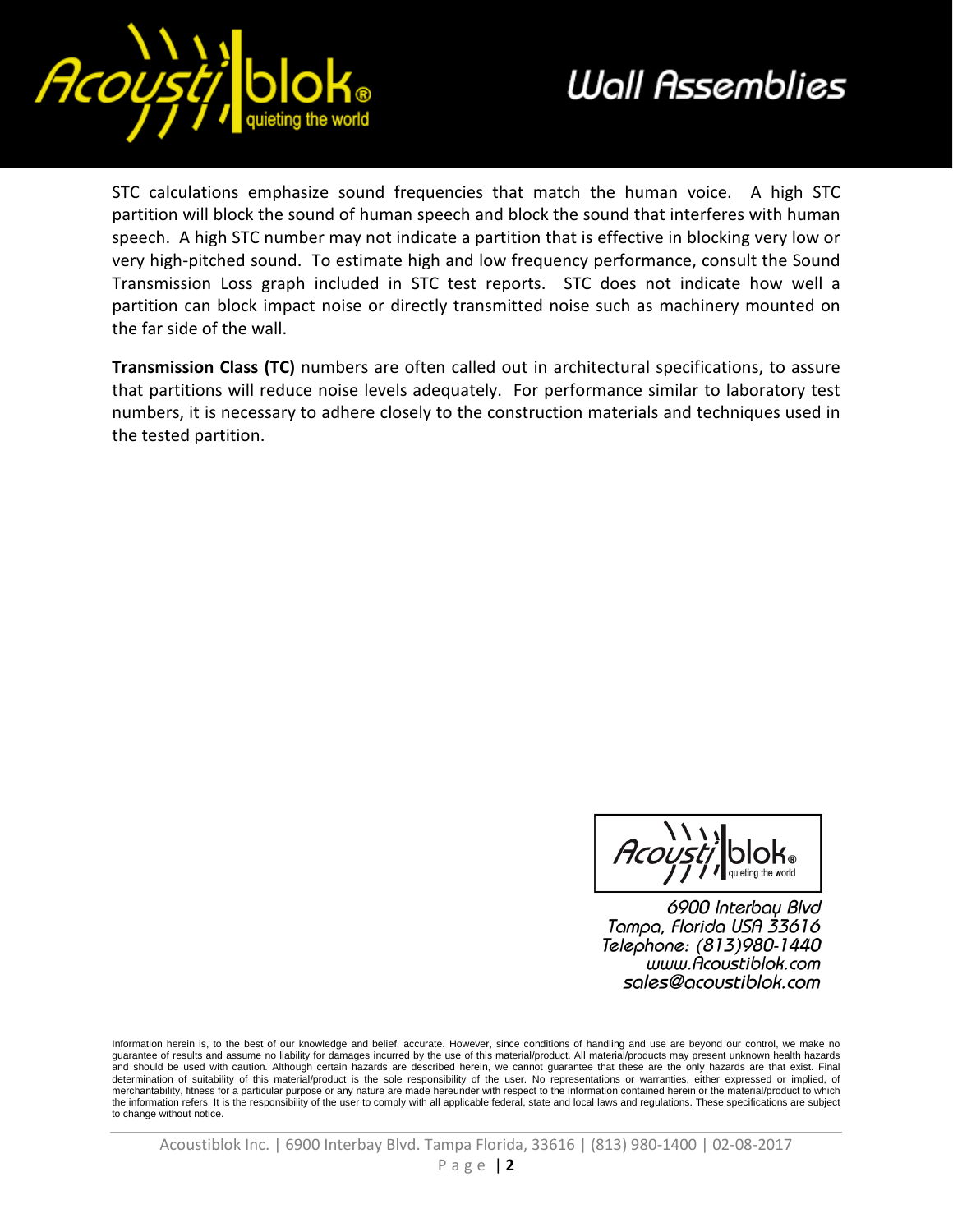STC calculations emphasize sound frequencies that match the human voice. A high STC partition will block the sound of human speech and block the sound that interferes with human speech. A high STC number may not indicate a partition that is effective in blocking very low or very high-pitched sound. To estimate high and low frequency performance, consult the Sound Transmission Loss graph included in STC test reports. STC does not indicate how well a partition can block impact noise or directly transmitted noise such as machinery mounted on the far side of the wall.

**Transmission Class (TC)** numbers are often called out in architectural specifications, to assure that partitions will reduce noise levels adequately. For performance similar to laboratory test numbers, it is necessary to adhere closely to the construction materials and techniques used in the tested partition.

Acoustiblok® quieting the world

6900 Interbay Blvd
Tampa, Florida USA 33616
Telephone: (813)980-1440
www.Acoustiblok.com
sales@acoustiblok.com

Information herein is, to the best of our knowledge and belief, accurate. However, since conditions of handling and use are beyond our control, we make no guarantee of results and assume no liability for damages incurred by the use of this material/product. All material/products may present unknown health hazards and should be used with caution. Although certain hazards are described herein, we cannot guarantee that these are the only hazards that exist. Final determination of suitability of this material/product is the sole responsibility of the user. No representations or warranties, either expressed or implied, of merchantability, fitness for a particular purpose or any nature are made hereunder with respect to the information contained herein or the material/product to which the information refers. It is the responsibility of the user to comply with all applicable federal, state and local laws and regulations. These specifications are subject to change without notice.

Acoustiblok Inc. | 6900 Interbay Blvd. Tampa Florida, 33616 | (813) 980-1400 | 02-08-2017